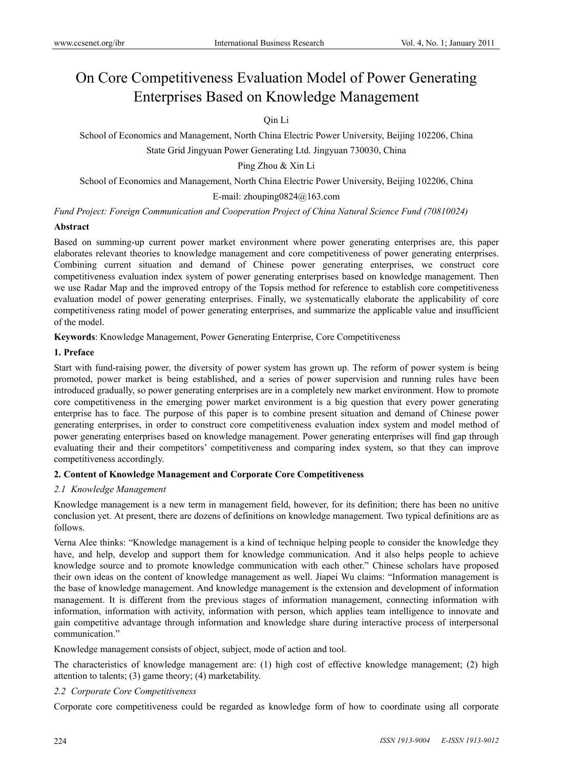# On Core Competitiveness Evaluation Model of Power Generating Enterprises Based on Knowledge Management

Qin Li

School of Economics and Management, North China Electric Power University, Beijing 102206, China

State Grid Jingyuan Power Generating Ltd. Jingyuan 730030, China

Ping Zhou & Xin Li

School of Economics and Management, North China Electric Power University, Beijing 102206, China

E-mail: zhouping0824@163.com

*Fund Project: Foreign Communication and Cooperation Project of China Natural Science Fund (70810024)*

**Abstract**

Based on summing-up current power market environment where power generating enterprises are, this paper elaborates relevant theories to knowledge management and core competitiveness of power generating enterprises. Combining current situation and demand of Chinese power generating enterprises, we construct core competitiveness evaluation index system of power generating enterprises based on knowledge management. Then we use Radar Map and the improved entropy of the Topsis method for reference to establish core competitiveness evaluation model of power generating enterprises. Finally, we systematically elaborate the applicability of core competitiveness rating model of power generating enterprises, and summarize the applicable value and insufficient of the model.

**Keywords**: Knowledge Management, Power Generating Enterprise, Core Competitiveness

## 1. Preface

Start with fund-raising power, the diversity of power system has grown up. The reform of power system is being promoted, power market is being established, and a series of power supervision and running rules have been introduced gradually, so power generating enterprises are in a completely new market environment. How to promote core competitiveness in the emerging power market environment is a big question that every power generating enterprise has to face. The purpose of this paper is to combine present situation and demand of Chinese power generating enterprises, in order to construct core competitiveness evaluation index system and model method of power generating enterprises based on knowledge management. Power generating enterprises will find gap through evaluating their and their competitors' competitiveness and comparing index system, so that they can improve competitiveness accordingly.

## 2. Content of Knowledge Management and Corporate Core Competitiveness

### *2.1 Knowledge Management*

Knowledge management is a new term in management field, however, for its definition; there has been no unitive conclusion yet. At present, there are dozens of definitions on knowledge management. Two typical definitions are as follows.

Verna Alee thinks: "Knowledge management is a kind of technique helping people to consider the knowledge they have, and help, develop and support them for knowledge communication. And it also helps people to achieve knowledge source and to promote knowledge communication with each other." Chinese scholars have proposed their own ideas on the content of knowledge management as well. Jiapei Wu claims: "Information management is the base of knowledge management. And knowledge management is the extension and development of information management. It is different from the previous stages of information management, connecting information with information, information with activity, information with person, which applies team intelligence to innovate and gain competitive advantage through information and knowledge share during interactive process of interpersonal communication."

Knowledge management consists of object, subject, mode of action and tool.

The characteristics of knowledge management are: (1) high cost of effective knowledge management; (2) high attention to talents; (3) game theory; (4) marketability.

### *2.2 Corporate Core Competitiveness*

Corporate core competitiveness could be regarded as knowledge form of how to coordinate using all corporate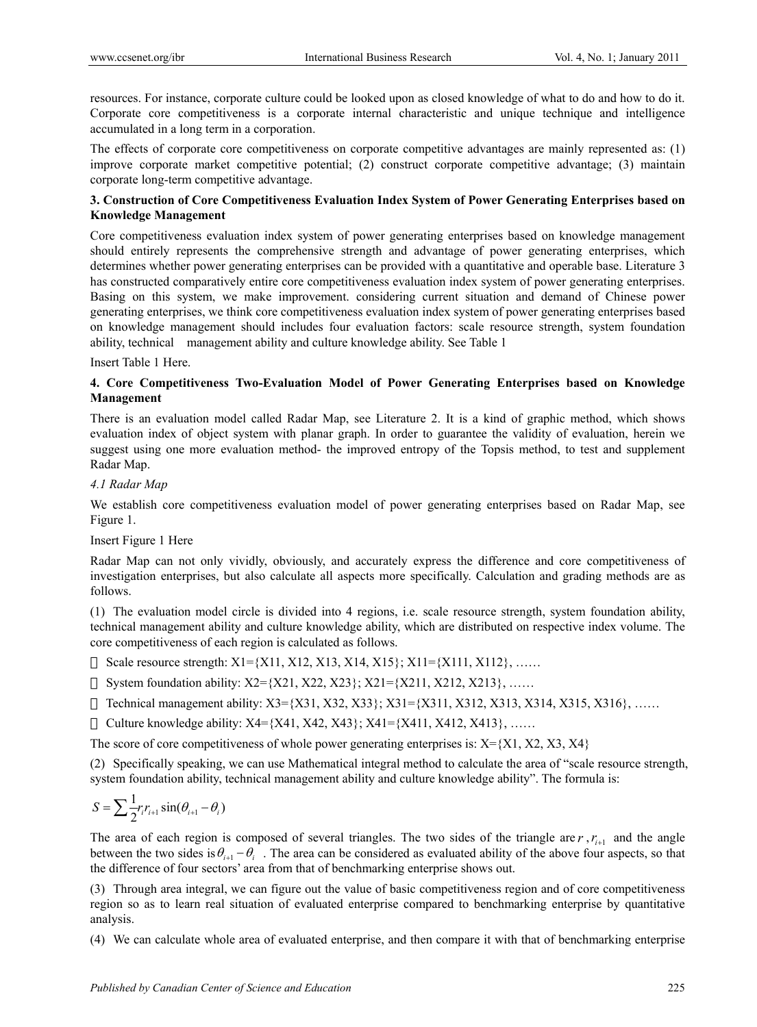resources. For instance, corporate culture could be looked upon as closed knowledge of what to do and how to do it. Corporate core competitiveness is a corporate internal characteristic and unique technique and intelligence accumulated in a long term in a corporation.

The effects of corporate core competitiveness on corporate competitive advantages are mainly represented as: (1) improve corporate market competitive potential; (2) construct corporate competitive advantage; (3) maintain corporate long-term competitive advantage.

## 3. Construction of Core Competitiveness Evaluation Index System of Power Generating Enterprises based on Knowledge Management

Core competitiveness evaluation index system of power generating enterprises based on knowledge management should entirely represents the comprehensive strength and advantage of power generating enterprises, which determines whether power generating enterprises can be provided with a quantitative and operable base. Literature 3 has constructed comparatively entire core competitiveness evaluation index system of power generating enterprises. Basing on this system, we make improvement. considering current situation and demand of Chinese power generating enterprises, we think core competitiveness evaluation index system of power generating enterprises based on knowledge management should includes four evaluation factors: scale resource strength, system foundation ability, technical management ability and culture knowledge ability. See Table 1

Insert Table 1 Here.

## 4. Core Competitiveness Two-Evaluation Model of Power Generating Enterprises based on Knowledge Management

There is an evaluation model called Radar Map, see Literature 2. It is a kind of graphic method, which shows evaluation index of object system with planar graph. In order to guarantee the validity of evaluation, herein we suggest using one more evaluation method- the improved entropy of the Topsis method, to test and supplement Radar Map.

### *4.1 Radar Map*

We establish core competitiveness evaluation model of power generating enterprises based on Radar Map, see Figure 1.

Insert Figure 1 Here

Radar Map can not only vividly, obviously, and accurately express the difference and core competitiveness of investigation enterprises, but also calculate all aspects more specifically. Calculation and grading methods are as follows.

(1) The evaluation model circle is divided into 4 regions, i.e. scale resource strength, system foundation ability, technical management ability and culture knowledge ability, which are distributed on respective index volume. The core competitiveness of each region is calculated as follows.

- Scale resource strength: X1={X11, X12, X13, X14, X15}; X11={X111, X112}, ……
- System foundation ability: X2={X21, X22, X23}; X21={X211, X212, X213}, ……
- Technical management ability: X3={X31, X32, X33}; X31={X311, X312, X313, X314, X315, X316}, ……
- Culture knowledge ability: X4={X41, X42, X43}; X41={X411, X412, X413}, ……

The score of core competitiveness of whole power generating enterprises is: X={X1, X2, X3, X4}

(2) Specifically speaking, we can use Mathematical integral method to calculate the area of "scale resource strength, system foundation ability, technical management ability and culture knowledge ability". The formula is:

$$S = \sum \frac{1}{2} r_i r_{i+1} \sin(\theta_{i+1} - \theta_i)$$

The area of each region is composed of several triangles. The two sides of the triangle are $r$, $r_{i+1}$ and the angle between the two sides is $\theta_{i+1} - \theta_i$. The area can be considered as evaluated ability of the above four aspects, so that the difference of four sectors' area from that of benchmarking enterprise shows out.

(3) Through area integral, we can figure out the value of basic competitiveness region and of core competitiveness region so as to learn real situation of evaluated enterprise compared to benchmarking enterprise by quantitative analysis.

(4) We can calculate whole area of evaluated enterprise, and then compare it with that of benchmarking enterprise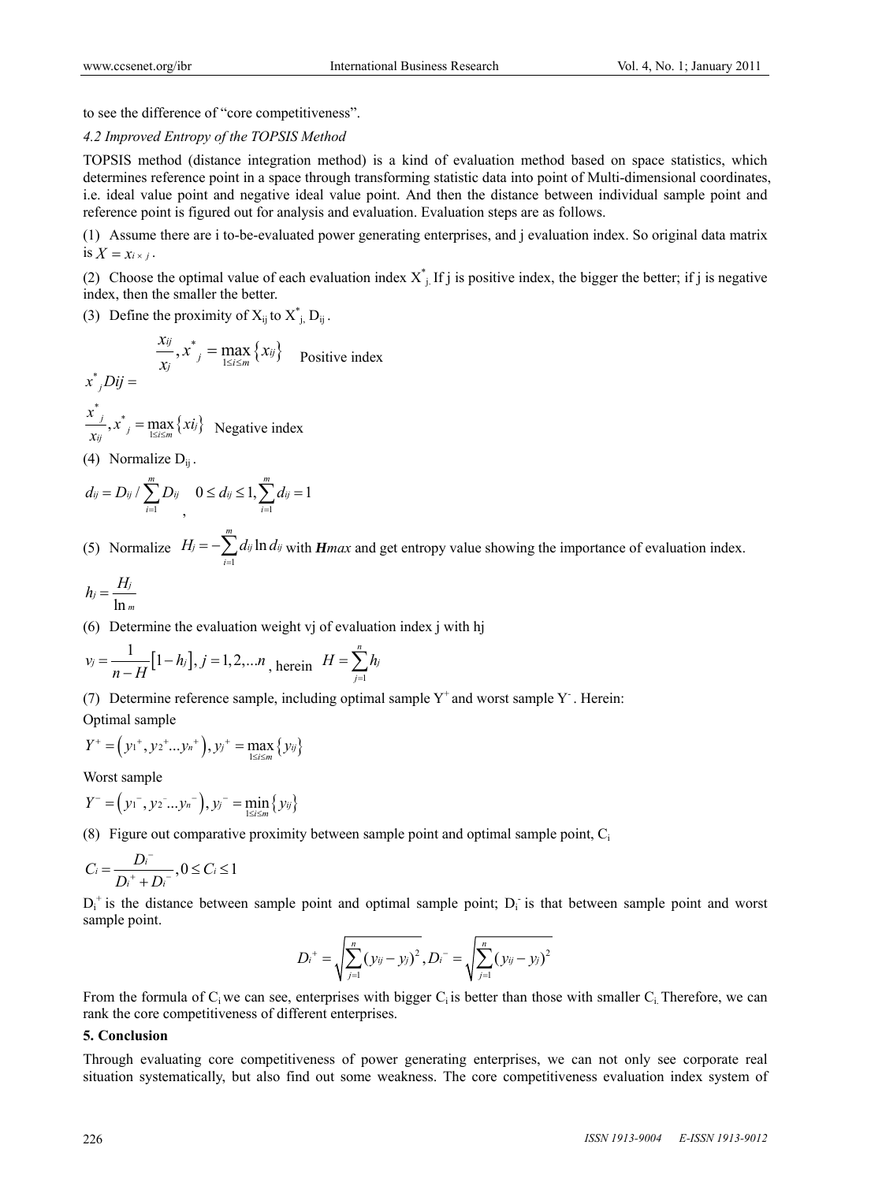to see the difference of "core competitiveness".

*4.2 Improved Entropy of the TOPSIS Method*

TOPSIS method (distance integration method) is a kind of evaluation method based on space statistics, which determines reference point in a space through transforming statistic data into point of Multi-dimensional coordinates, i.e. ideal value point and negative ideal value point. And then the distance between individual sample point and reference point is figured out for analysis and evaluation. Evaluation steps are as follows.

(1) Assume there are i to-be-evaluated power generating enterprises, and j evaluation index. So original data matrix is $X = x_{i \times j}$.

(2) Choose the optimal value of each evaluation index $X^*_j$. If j is positive index, the bigger the better; if j is negative index, then the smaller the better.

(3) Define the proximity of $X_{ij}$ to $X^*_j$, $D_{ij}$.

$$\frac{x_{ij}}{x_j}, x^*_j = \max_{1 \le i \le m}\{x_{ij}\} \quad \text{Positive index}$$

$$x^*_j Dij =$$

$$\frac{x^*_j}{x_{ij}}, x^*_j = \max_{1 \le i \le m}\{xi_j\} \quad \text{Negative index}$$

(4) Normalize $D_{ij}$.

$$d_{ij} = D_{ij} / \sum_{i=1}^{m} D_{ij} \quad 0 \le d_{ij} \le 1, \sum_{i=1}^{m} d_{ij} = 1$$

(5) Normalize $H_j = -\sum_{i=1}^{m} d_{ij} \ln d_{ij}$ with ***Hmax*** and get entropy value showing the importance of evaluation index.

$$h_j = \frac{H_j}{\ln m}$$

(6) Determine the evaluation weight vj of evaluation index j with hj

$$v_j = \frac{1}{n-H}\left[1 - h_j\right], j = 1, 2, \ldots n, \text{ herein } H = \sum_{j=1}^{n} h_j$$

(7) Determine reference sample, including optimal sample $Y^+$ and worst sample $Y^-$. Herein:

Optimal sample

$$Y^+ = \left(y_1^+, y_2^+ \ldots y_n^+\right), y_j^+ = \max_{1 \le i \le m}\{y_{ij}\}$$

Worst sample

$$Y^- = \left(y_1^-, y_2^- \ldots y_n^-\right), y_j^- = \min_{1 \le i \le m}\{y_{ij}\}$$

(8) Figure out comparative proximity between sample point and optimal sample point, $C_i$

$$C_i = \frac{D_i^-}{D_i^+ + D_i^-}, 0 \le C_i \le 1$$

$D_i^+$ is the distance between sample point and optimal sample point; $D_i^-$ is that between sample point and worst sample point.

$$D_i^+ = \sqrt{\sum_{j=1}^{n} (y_{ij} - y_j)^2}, D_i^- = \sqrt{\sum_{j=1}^{n} (y_{ij} - y_j)^2}$$

From the formula of $C_i$ we can see, enterprises with bigger $C_i$ is better than those with smaller $C_i$. Therefore, we can rank the core competitiveness of different enterprises.

## 5. Conclusion

Through evaluating core competitiveness of power generating enterprises, we can not only see corporate real situation systematically, but also find out some weakness. The core competitiveness evaluation index system of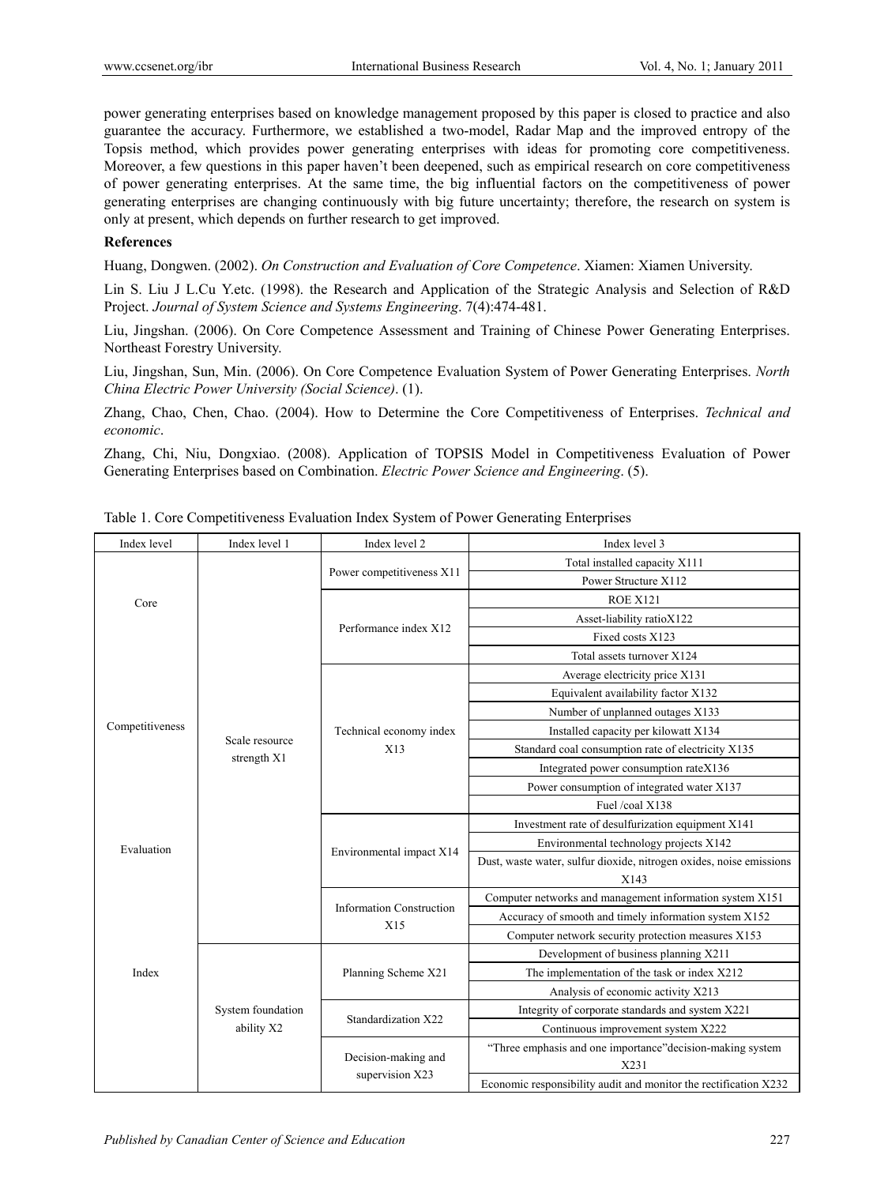power generating enterprises based on knowledge management proposed by this paper is closed to practice and also guarantee the accuracy. Furthermore, we established a two-model, Radar Map and the improved entropy of the Topsis method, which provides power generating enterprises with ideas for promoting core competitiveness. Moreover, a few questions in this paper haven't been deepened, such as empirical research on core competitiveness of power generating enterprises. At the same time, the big influential factors on the competitiveness of power generating enterprises are changing continuously with big future uncertainty; therefore, the research on system is only at present, which depends on further research to get improved.

**References**

Huang, Dongwen. (2002). *On Construction and Evaluation of Core Competence*. Xiamen: Xiamen University.

Lin S. Liu J L.Cu Y.etc. (1998). the Research and Application of the Strategic Analysis and Selection of R&D Project. *Journal of System Science and Systems Engineering*. 7(4):474-481.

Liu, Jingshan. (2006). On Core Competence Assessment and Training of Chinese Power Generating Enterprises. Northeast Forestry University.

Liu, Jingshan, Sun, Min. (2006). On Core Competence Evaluation System of Power Generating Enterprises. *North China Electric Power University (Social Science)*. (1).

Zhang, Chao, Chen, Chao. (2004). How to Determine the Core Competitiveness of Enterprises. *Technical and economic*.

Zhang, Chi, Niu, Dongxiao. (2008). Application of TOPSIS Model in Competitiveness Evaluation of Power Generating Enterprises based on Combination. *Electric Power Science and Engineering*. (5).

Table 1. Core Competitiveness Evaluation Index System of Power Generating Enterprises

| Index level | Index level 1 | Index level 2 | Index level 3 |
|---|---|---|---|
| Core Competitiveness Evaluation Index | Scale resource strength X1 | Power competitiveness X11 | Total installed capacity X111 |
| | | | Power Structure X112 |
| | | Performance index X12 | ROE X121 |
| | | | Asset-liability ratioX122 |
| | | | Fixed costs X123 |
| | | | Total assets turnover X124 |
| | | Technical economy index X13 | Average electricity price X131 |
| | | | Equivalent availability factor X132 |
| | | | Number of unplanned outages X133 |
| | | | Installed capacity per kilowatt X134 |
| | | | Standard coal consumption rate of electricity X135 |
| | | | Integrated power consumption rateX136 |
| | | | Power consumption of integrated water X137 |
| | | | Fuel /coal X138 |
| | | Environmental impact X14 | Investment rate of desulfurization equipment X141 |
| | | | Environmental technology projects X142 |
| | | | Dust, waste water, sulfur dioxide, nitrogen oxides, noise emissions X143 |
| | | Information Construction X15 | Computer networks and management information system X151 |
| | | | Accuracy of smooth and timely information system X152 |
| | | | Computer network security protection measures X153 |
| | System foundation ability X2 | Planning Scheme X21 | Development of business planning X211 |
| | | | The implementation of the task or index X212 |
| | | | Analysis of economic activity X213 |
| | | Standardization X22 | Integrity of corporate standards and system X221 |
| | | | Continuous improvement system X222 |
| | | Decision-making and supervision X23 | "Three emphasis and one importance"decision-making system X231 |
| | | | Economic responsibility audit and monitor the rectification X232 |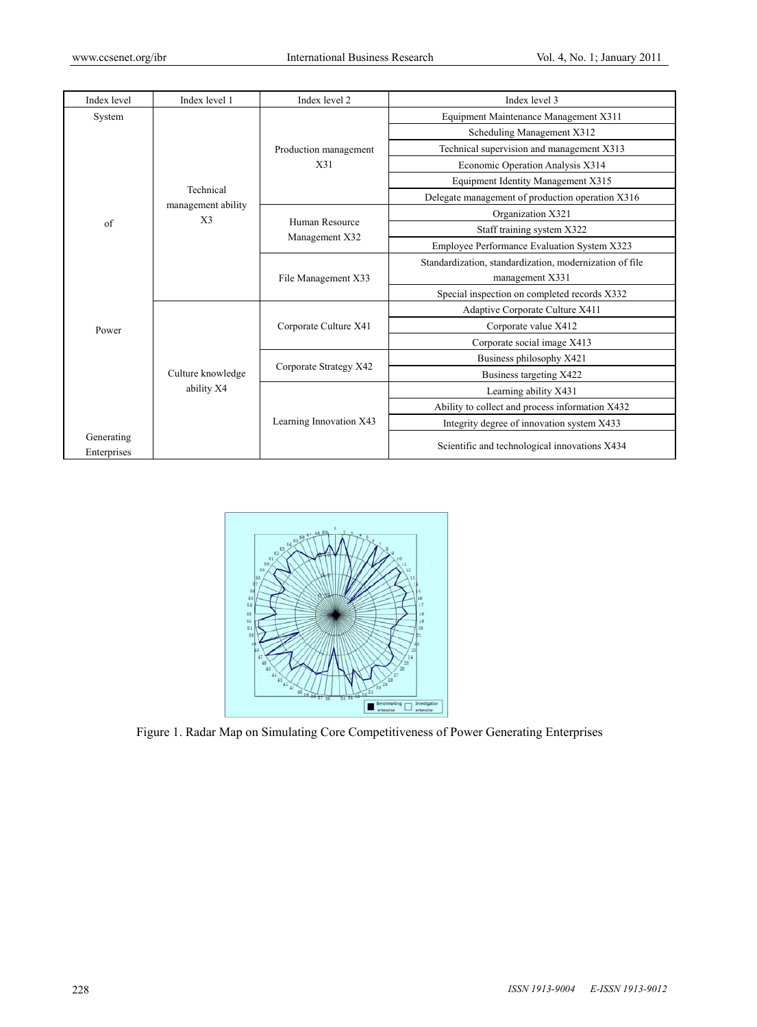| Index level | Index level 1 | Index level 2 | Index level 3 |
|---|---|---|---|
| System of Power Generating Enterprises | Technical management ability X3 | Production management X31 | Equipment Maintenance Management X311 |
| | | | Scheduling Management X312 |
| | | | Technical supervision and management X313 |
| | | | Economic Operation Analysis X314 |
| | | | Equipment Identity Management X315 |
| | | | Delegate management of production operation X316 |
| | | Human Resource Management X32 | Organization X321 |
| | | | Staff training system X322 |
| | | | Employee Performance Evaluation System X323 |
| | | File Management X33 | Standardization, standardization, modernization of file management X331 |
| | | | Special inspection on completed records X332 |
| | Culture knowledge ability X4 | Corporate Culture X41 | Adaptive Corporate Culture X411 |
| | | | Corporate value X412 |
| | | | Corporate social image X413 |
| | | Corporate Strategy X42 | Business philosophy X421 |
| | | | Business targeting X422 |
| | | Learning Innovation X43 | Learning ability X431 |
| | | | Ability to collect and process information X432 |
| | | | Integrity degree of innovation system X433 |
| | | | Scientific and technological innovations X434 |

Figure 1. Radar Map on Simulating Core Competitiveness of Power Generating Enterprises